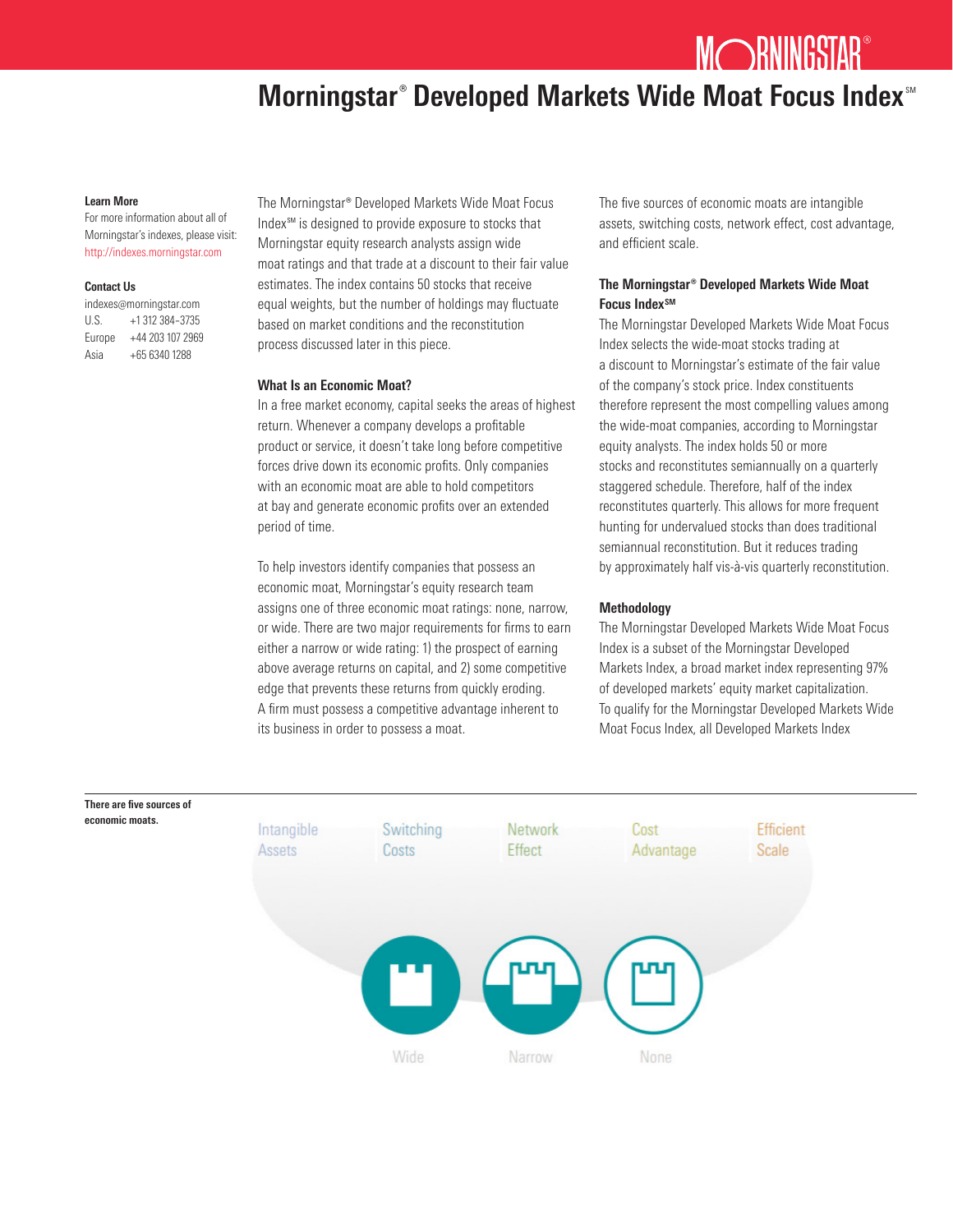# Morningstar® Developed Markets Wide Moat Focus Index℠

**Learn More**
For more information about all of Morningstar's indexes, please visit: http://indexes.morningstar.com

**Contact Us**
indexes@morningstar.com
U.S. +1 312 384-3735
Europe +44 203 107 2969
Asia +65 6340 1288

The Morningstar® Developed Markets Wide Moat Focus Index℠ is designed to provide exposure to stocks that Morningstar equity research analysts assign wide moat ratings and that trade at a discount to their fair value estimates. The index contains 50 stocks that receive equal weights, but the number of holdings may fluctuate based on market conditions and the reconstitution process discussed later in this piece.

### What Is an Economic Moat?

In a free market economy, capital seeks the areas of highest return. Whenever a company develops a profitable product or service, it doesn't take long before competitive forces drive down its economic profits. Only companies with an economic moat are able to hold competitors at bay and generate economic profits over an extended period of time.

To help investors identify companies that possess an economic moat, Morningstar's equity research team assigns one of three economic moat ratings: none, narrow, or wide. There are two major requirements for firms to earn either a narrow or wide rating: 1) the prospect of earning above average returns on capital, and 2) some competitive edge that prevents these returns from quickly eroding. A firm must possess a competitive advantage inherent to its business in order to possess a moat.

The five sources of economic moats are intangible assets, switching costs, network effect, cost advantage, and efficient scale.

### The Morningstar® Developed Markets Wide Moat Focus Index℠

The Morningstar Developed Markets Wide Moat Focus Index selects the wide-moat stocks trading at a discount to Morningstar's estimate of the fair value of the company's stock price. Index constituents therefore represent the most compelling values among the wide-moat companies, according to Morningstar equity analysts. The index holds 50 or more stocks and reconstitutes semiannually on a quarterly staggered schedule. Therefore, half of the index reconstitutes quarterly. This allows for more frequent hunting for undervalued stocks than does traditional semiannual reconstitution. But it reduces trading by approximately half vis-à-vis quarterly reconstitution.

### Methodology

The Morningstar Developed Markets Wide Moat Focus Index is a subset of the Morningstar Developed Markets Index, a broad market index representing 97% of developed markets' equity market capitalization. To qualify for the Morningstar Developed Markets Wide Moat Focus Index, all Developed Markets Index

**There are five sources of economic moats.**

Intangible Assets | Switching Costs | Network Effect | Cost Advantage | Efficient Scale

Wide | Narrow | None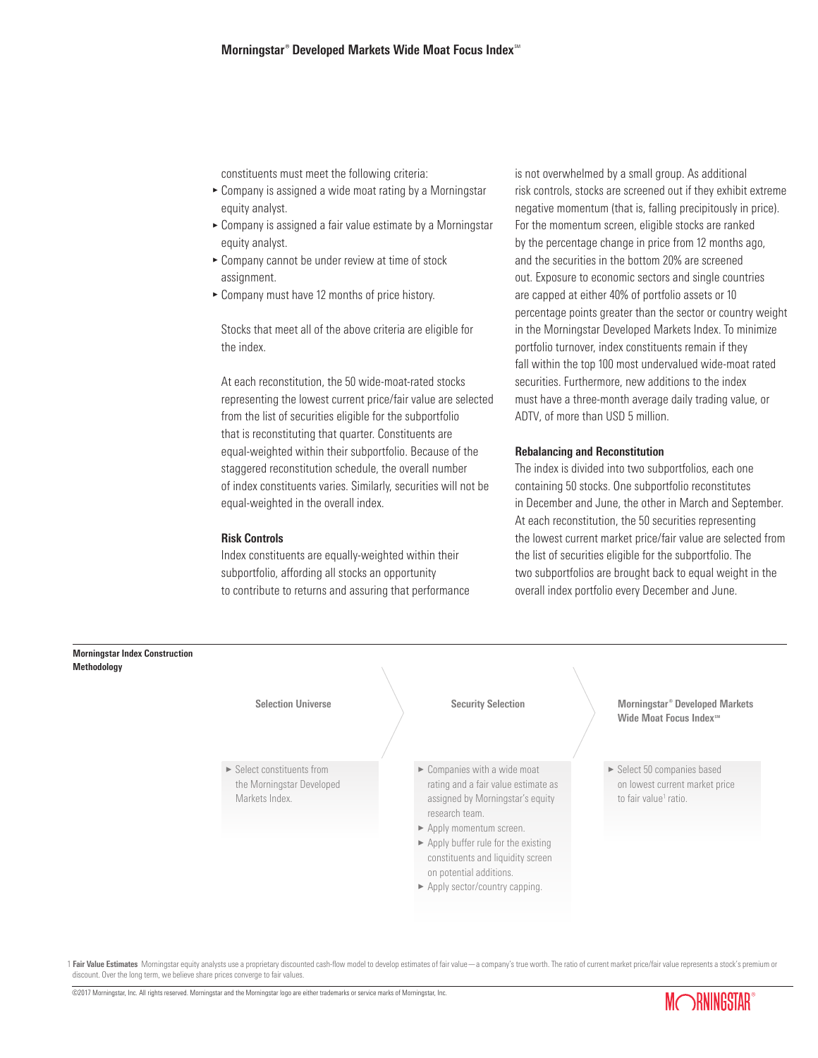constituents must meet the following criteria:

- Company is assigned a wide moat rating by a Morningstar equity analyst.
- Company is assigned a fair value estimate by a Morningstar equity analyst.
- Company cannot be under review at time of stock assignment.
- Company must have 12 months of price history.

Stocks that meet all of the above criteria are eligible for the index.

At each reconstitution, the 50 wide-moat-rated stocks representing the lowest current price/fair value are selected from the list of securities eligible for the subportfolio that is reconstituting that quarter. Constituents are equal-weighted within their subportfolio. Because of the staggered reconstitution schedule, the overall number of index constituents varies. Similarly, securities will not be equal-weighted in the overall index.

### Risk Controls

Index constituents are equally-weighted within their subportfolio, affording all stocks an opportunity to contribute to returns and assuring that performance is not overwhelmed by a small group. As additional risk controls, stocks are screened out if they exhibit extreme negative momentum (that is, falling precipitously in price). For the momentum screen, eligible stocks are ranked by the percentage change in price from 12 months ago, and the securities in the bottom 20% are screened out. Exposure to economic sectors and single countries are capped at either 40% of portfolio assets or 10 percentage points greater than the sector or country weight in the Morningstar Developed Markets Index. To minimize portfolio turnover, index constituents remain if they fall within the top 100 most undervalued wide-moat rated securities. Furthermore, new additions to the index must have a three-month average daily trading value, or ADTV, of more than USD 5 million.

### Rebalancing and Reconstitution

The index is divided into two subportfolios, each one containing 50 stocks. One subportfolio reconstitutes in December and June, the other in March and September. At each reconstitution, the 50 securities representing the lowest current market price/fair value are selected from the list of securities eligible for the subportfolio. The two subportfolios are brought back to equal weight in the overall index portfolio every December and June.

**Morningstar Index Construction Methodology**

**Selection Universe**

- Select constituents from the Morningstar Developed Markets Index.

**Security Selection**

- Companies with a wide moat rating and a fair value estimate as assigned by Morningstar's equity research team.
- Apply momentum screen.
- Apply buffer rule for the existing constituents and liquidity screen on potential additions.
- Apply sector/country capping.

**Morningstar® Developed Markets Wide Moat Focus Index℠**

- Select 50 companies based on lowest current market price to fair value[1] ratio.

[1] **Fair Value Estimates** Morningstar equity analysts use a proprietary discounted cash-flow model to develop estimates of fair value—a company's true worth. The ratio of current market price/fair value represents a stock's premium or discount. Over the long term, we believe share prices converge to fair values.

©2017 Morningstar, Inc. All rights reserved. Morningstar and the Morningstar logo are either trademarks or service marks of Morningstar, Inc.